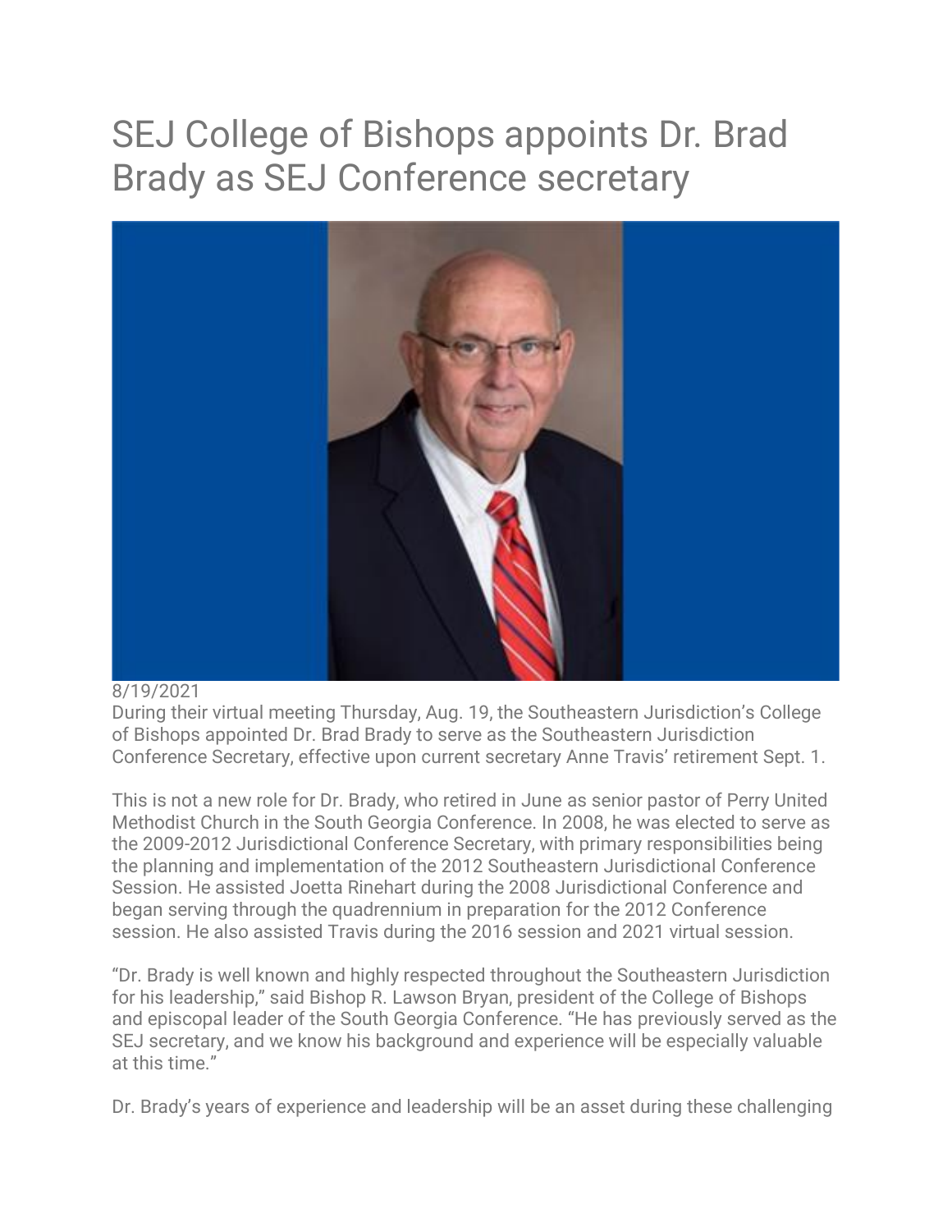# SEJ College of Bishops appoints Dr. Brad Brady as SEJ Conference secretary

8/19/2021

During their virtual meeting Thursday, Aug. 19, the Southeastern Jurisdiction's College of Bishops appointed Dr. Brad Brady to serve as the Southeastern Jurisdiction Conference Secretary, effective upon current secretary Anne Travis' retirement Sept. 1.

This is not a new role for Dr. Brady, who retired in June as senior pastor of Perry United Methodist Church in the South Georgia Conference. In 2008, he was elected to serve as the 2009-2012 Jurisdictional Conference Secretary, with primary responsibilities being the planning and implementation of the 2012 Southeastern Jurisdictional Conference Session. He assisted Joetta Rinehart during the 2008 Jurisdictional Conference and began serving through the quadrennium in preparation for the 2012 Conference session. He also assisted Travis during the 2016 session and 2021 virtual session.

"Dr. Brady is well known and highly respected throughout the Southeastern Jurisdiction for his leadership," said Bishop R. Lawson Bryan, president of the College of Bishops and episcopal leader of the South Georgia Conference. "He has previously served as the SEJ secretary, and we know his background and experience will be especially valuable at this time."

Dr. Brady's years of experience and leadership will be an asset during these challenging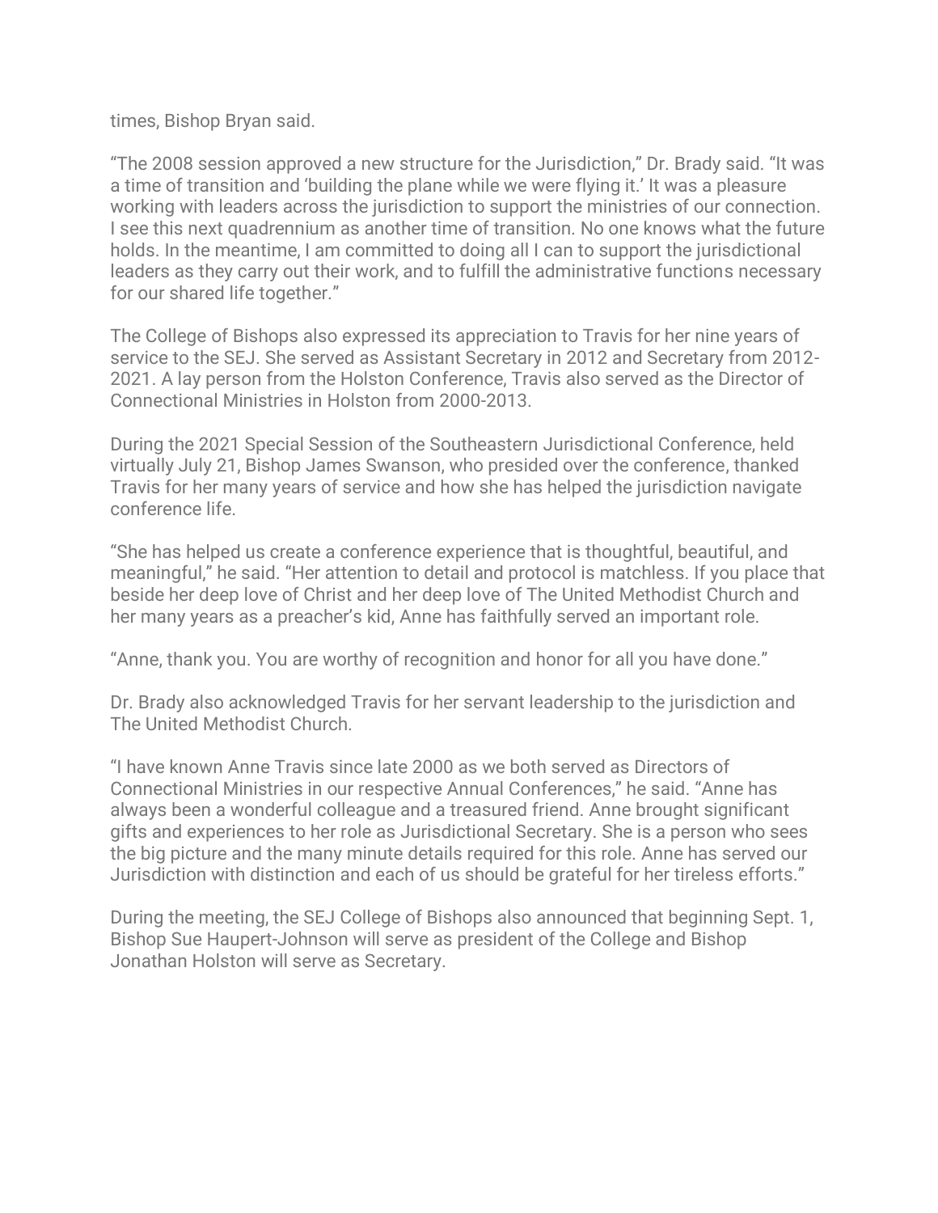times, Bishop Bryan said.

"The 2008 session approved a new structure for the Jurisdiction," Dr. Brady said. "It was a time of transition and 'building the plane while we were flying it.' It was a pleasure working with leaders across the jurisdiction to support the ministries of our connection. I see this next quadrennium as another time of transition. No one knows what the future holds. In the meantime, I am committed to doing all I can to support the jurisdictional leaders as they carry out their work, and to fulfill the administrative functions necessary for our shared life together."

The College of Bishops also expressed its appreciation to Travis for her nine years of service to the SEJ. She served as Assistant Secretary in 2012 and Secretary from 2012-2021. A lay person from the Holston Conference, Travis also served as the Director of Connectional Ministries in Holston from 2000-2013.

During the 2021 Special Session of the Southeastern Jurisdictional Conference, held virtually July 21, Bishop James Swanson, who presided over the conference, thanked Travis for her many years of service and how she has helped the jurisdiction navigate conference life.

"She has helped us create a conference experience that is thoughtful, beautiful, and meaningful," he said. "Her attention to detail and protocol is matchless. If you place that beside her deep love of Christ and her deep love of The United Methodist Church and her many years as a preacher's kid, Anne has faithfully served an important role.

"Anne, thank you. You are worthy of recognition and honor for all you have done."

Dr. Brady also acknowledged Travis for her servant leadership to the jurisdiction and The United Methodist Church.

"I have known Anne Travis since late 2000 as we both served as Directors of Connectional Ministries in our respective Annual Conferences," he said. "Anne has always been a wonderful colleague and a treasured friend. Anne brought significant gifts and experiences to her role as Jurisdictional Secretary. She is a person who sees the big picture and the many minute details required for this role. Anne has served our Jurisdiction with distinction and each of us should be grateful for her tireless efforts."

During the meeting, the SEJ College of Bishops also announced that beginning Sept. 1, Bishop Sue Haupert-Johnson will serve as president of the College and Bishop Jonathan Holston will serve as Secretary.